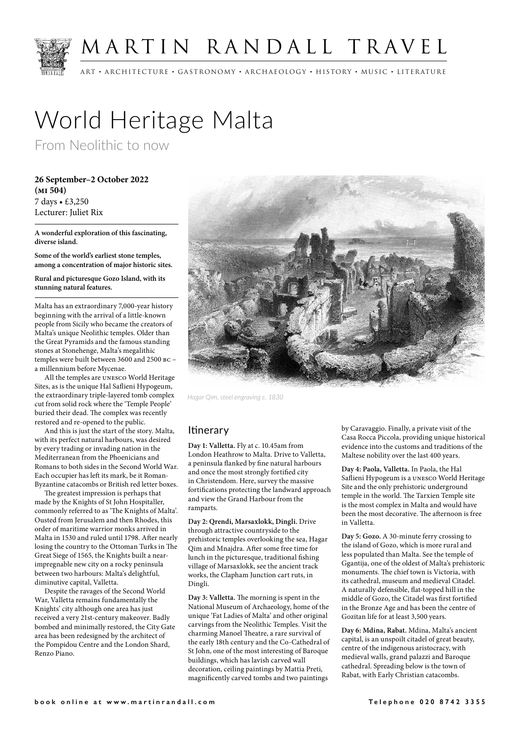# MARTIN RANDALL TRAVEL

ART • ARCHITECTURE • GASTRONOMY • ARCHAEOLOGY • HISTORY • MUSIC • LITERATURE

# World Heritage Malta

## From Neolithic to now

**26 September–2 October 2022 (MI 504)**
7 days • £3,250
Lecturer: Juliet Rix

**A wonderful exploration of this fascinating, diverse island.**

**Some of the world's earliest stone temples, among a concentration of major historic sites.**

**Rural and picturesque Gozo Island, with its stunning natural features.**

Malta has an extraordinary 7,000-year history beginning with the arrival of a little-known people from Sicily who became the creators of Malta's unique Neolithic temples. Older than the Great Pyramids and the famous standing stones at Stonehenge, Malta's megalithic temples were built between 3600 and 2500 BC – a millennium before Mycenae.

All the temples are UNESCO World Heritage Sites, as is the unique Hal Saflieni Hypogeum, the extraordinary triple-layered tomb complex cut from solid rock where the 'Temple People' buried their dead. The complex was recently restored and re-opened to the public.

And this is just the start of the story. Malta, with its perfect natural harbours, was desired by every trading or invading nation in the Mediterranean from the Phoenicians and Romans to both sides in the Second World War. Each occupier has left its mark, be it Roman-Byzantine catacombs or British red letter boxes.

The greatest impression is perhaps that made by the Knights of St John Hospitaller, commonly referred to as 'The Knights of Malta'. Ousted from Jerusalem and then Rhodes, this order of maritime warrior monks arrived in Malta in 1530 and ruled until 1798. After nearly losing the country to the Ottoman Turks in The Great Siege of 1565, the Knights built a near-impregnable new city on a rocky peninsula between two harbours: Malta's delightful, diminutive capital, Valletta.

Despite the ravages of the Second World War, Valletta remains fundamentally the Knights' city although one area has just received a very 21st-century makeover. Badly bombed and minimally restored, the City Gate area has been redesigned by the architect of the Pompidou Centre and the London Shard, Renzo Piano.

*Hagar Qim, steel engraving c. 1830*

## Itinerary

**Day 1: Valletta.** Fly at c. 10.45am from London Heathrow to Malta. Drive to Valletta, a peninsula flanked by fine natural harbours and once the most strongly fortified city in Christendom. Here, survey the massive fortifications protecting the landward approach and view the Grand Harbour from the ramparts.

**Day 2: Qrendi, Marsaxlokk, Dingli.** Drive through attractive countryside to the prehistoric temples overlooking the sea, Hagar Qim and Mnajdra. After some free time for lunch in the picturesque, traditional fishing village of Marsaxlokk, see the ancient track works, the Clapham Junction cart ruts, in Dingli.

**Day 3: Valletta.** The morning is spent in the National Museum of Archaeology, home of the unique 'Fat Ladies of Malta' and other original carvings from the Neolithic Temples. Visit the charming Manoel Theatre, a rare survival of the early 18th century and the Co-Cathedral of St John, one of the most interesting of Baroque buildings, which has lavish carved wall decoration, ceiling paintings by Mattia Preti, magnificently carved tombs and two paintings by Caravaggio. Finally, a private visit of the Casa Rocca Piccola, providing unique historical evidence into the customs and traditions of the Maltese nobility over the last 400 years.

**Day 4: Paola, Valletta.** In Paola, the Hal Saflieni Hypogeum is a UNESCO World Heritage Site and the only prehistoric underground temple in the world. The Tarxien Temple site is the most complex in Malta and would have been the most decorative. The afternoon is free in Valletta.

**Day 5: Gozo.** A 30-minute ferry crossing to the island of Gozo, which is more rural and less populated than Malta. See the temple of Ggantija, one of the oldest of Malta's prehistoric monuments. The chief town is Victoria, with its cathedral, museum and medieval Citadel. A naturally defensible, flat-topped hill in the middle of Gozo, the Citadel was first fortified in the Bronze Age and has been the centre of Gozitan life for at least 3,500 years.

**Day 6: Mdina, Rabat.** Mdina, Malta's ancient capital, is an unspoilt citadel of great beauty, centre of the indigenous aristocracy, with medieval walls, grand palazzi and Baroque cathedral. Spreading below is the town of Rabat, with Early Christian catacombs.

book online at www.martinrandall.com

Telephone 020 8742 3355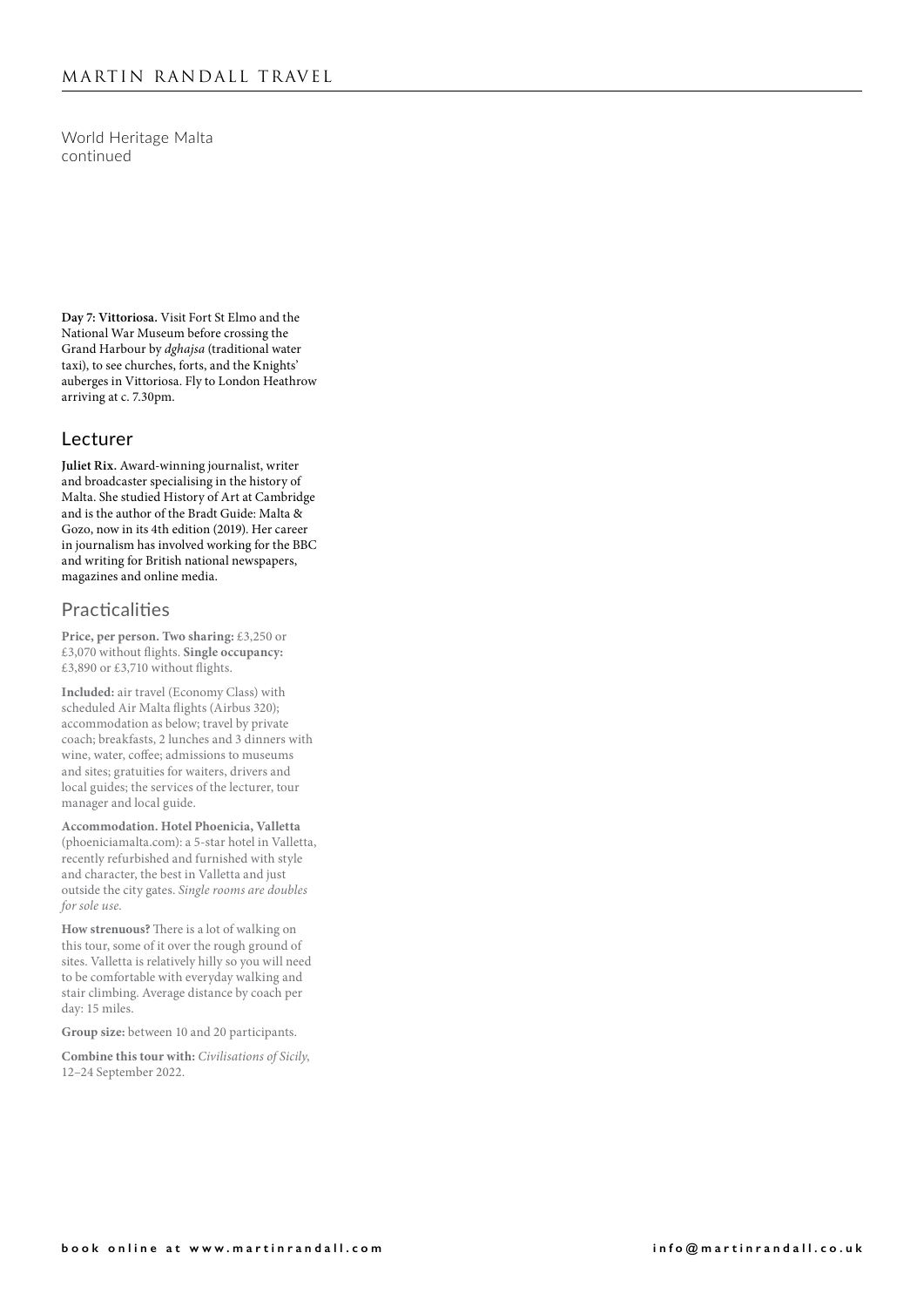World Heritage Malta
continued

**Day 7: Vittoriosa.** Visit Fort St Elmo and the National War Museum before crossing the Grand Harbour by *dghajsa* (traditional water taxi), to see churches, forts, and the Knights' auberges in Vittoriosa. Fly to London Heathrow arriving at c. 7.30pm.

## Lecturer

**Juliet Rix.** Award-winning journalist, writer and broadcaster specialising in the history of Malta. She studied History of Art at Cambridge and is the author of the Bradt Guide: Malta & Gozo, now in its 4th edition (2019). Her career in journalism has involved working for the BBC and writing for British national newspapers, magazines and online media.

## Practicalities

**Price, per person. Two sharing:** £3,250 or £3,070 without flights. **Single occupancy:** £3,890 or £3,710 without flights.

**Included:** air travel (Economy Class) with scheduled Air Malta flights (Airbus 320); accommodation as below; travel by private coach; breakfasts, 2 lunches and 3 dinners with wine, water, coffee; admissions to museums and sites; gratuities for waiters, drivers and local guides; the services of the lecturer, tour manager and local guide.

**Accommodation. Hotel Phoenicia, Valletta** (phoeniciamalta.com): a 5-star hotel in Valletta, recently refurbished and furnished with style and character, the best in Valletta and just outside the city gates. *Single rooms are doubles for sole use.*

**How strenuous?** There is a lot of walking on this tour, some of it over the rough ground of sites. Valletta is relatively hilly so you will need to be comfortable with everyday walking and stair climbing. Average distance by coach per day: 15 miles.

**Group size:** between 10 and 20 participants.

**Combine this tour with:** *Civilisations of Sicily*, 12–24 September 2022.